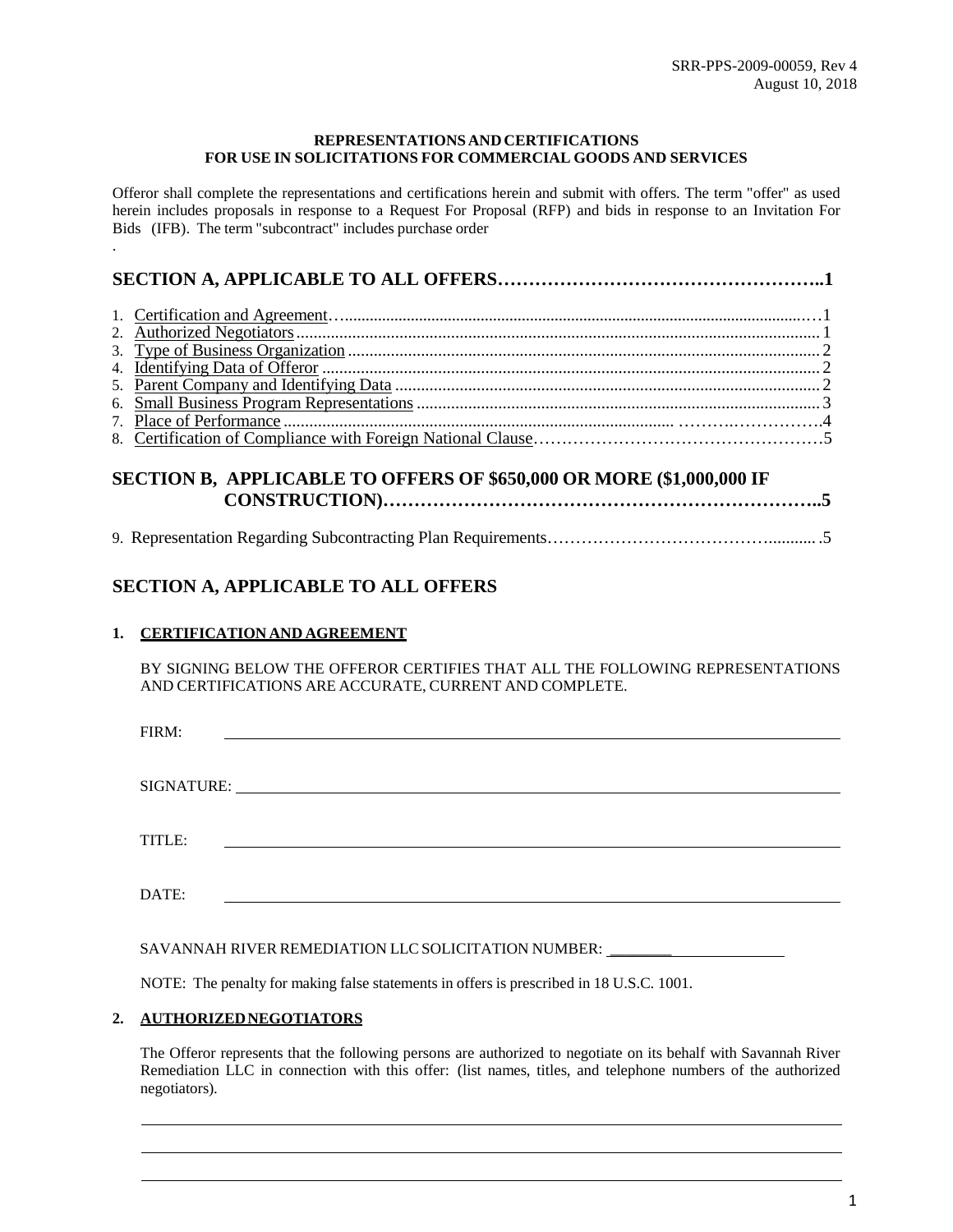SRR-PPS-2009-00059, Rev 4
August 10, 2018

**REPRESENTATIONS AND CERTIFICATIONS**
**FOR USE IN SOLICITATIONS FOR COMMERCIAL GOODS AND SERVICES**

Offeror shall complete the representations and certifications herein and submit with offers. The term "offer" as used herein includes proposals in response to a Request For Proposal (RFP) and bids in response to an Invitation For Bids (IFB). The term "subcontract" includes purchase order

.

## SECTION A, APPLICABLE TO ALL OFFERS…………………………………………..1

1. Certification and Agreement……………………………………………………………………1
2. Authorized Negotiators……………………………………………………………………1
3. Type of Business Organization……………………………………………………………………2
4. Identifying Data of Offeror……………………………………………………………………2
5. Parent Company and Identifying Data……………………………………………………………………2
6. Small Business Program Representations……………………………………………………………………3
7. Place of Performance……………………………………………………………………4
8. Certification of Compliance with Foreign National Clause……………………………………………5

## SECTION B, APPLICABLE TO OFFERS OF $650,000 OR MORE ($1,000,000 IF CONSTRUCTION)………………………………………………………..5

9. Representation Regarding Subcontracting Plan Requirements…………………………………..........5

## SECTION A, APPLICABLE TO ALL OFFERS

### 1. CERTIFICATION AND AGREEMENT

BY SIGNING BELOW THE OFFEROR CERTIFIES THAT ALL THE FOLLOWING REPRESENTATIONS AND CERTIFICATIONS ARE ACCURATE, CURRENT AND COMPLETE.

FIRM: ______________________________________________

SIGNATURE: ______________________________________________

TITLE: ______________________________________________

DATE: ______________________________________________

SAVANNAH RIVER REMEDIATION LLC SOLICITATION NUMBER: ____________________

NOTE: The penalty for making false statements in offers is prescribed in 18 U.S.C. 1001.

### 2. AUTHORIZED NEGOTIATORS

The Offeror represents that the following persons are authorized to negotiate on its behalf with Savannah River Remediation LLC in connection with this offer: (list names, titles, and telephone numbers of the authorized negotiators).

______________________________________________

______________________________________________

______________________________________________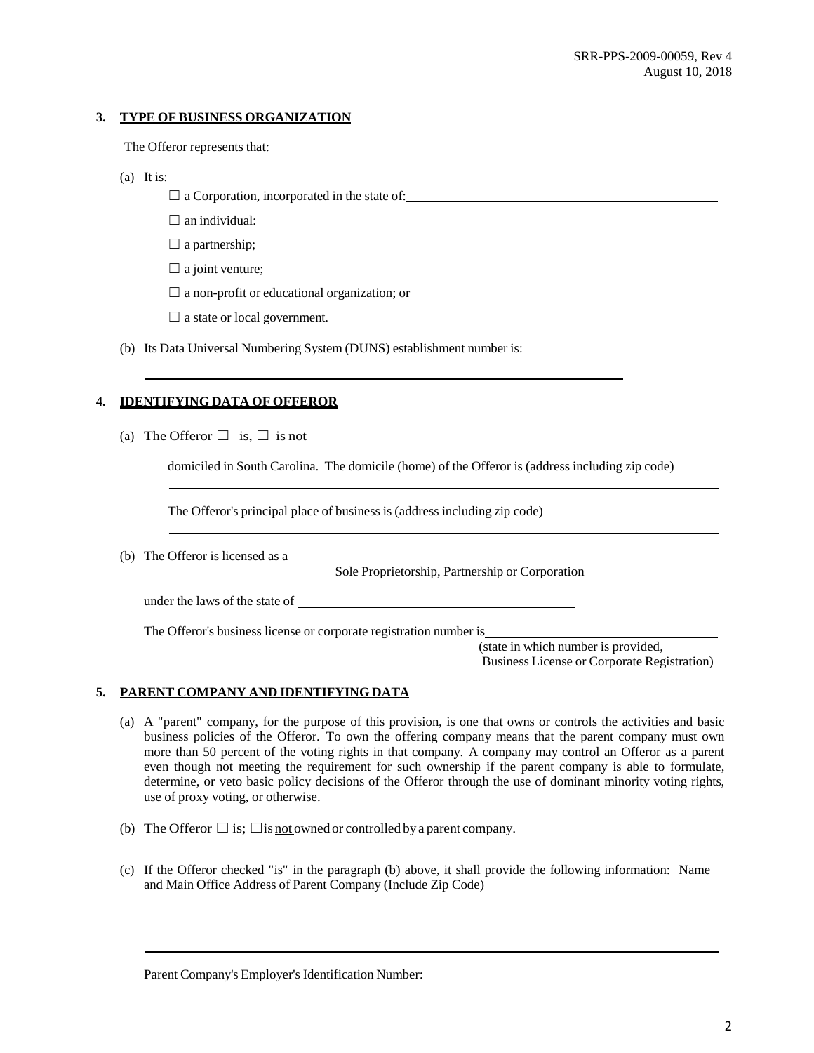## 3. TYPE OF BUSINESS ORGANIZATION

The Offeror represents that:

(a) It is:

☐ a Corporation, incorporated in the state of: ______________________________

☐ an individual:

☐ a partnership;

☐ a joint venture;

☐ a non-profit or educational organization; or

☐ a state or local government.

(b) Its Data Universal Numbering System (DUNS) establishment number is:

______________________________

## 4. IDENTIFYING DATA OF OFFEROR

(a) The Offeror ☐ is, ☐ is not

domiciled in South Carolina. The domicile (home) of the Offeror is (address including zip code)

______________________________

The Offeror's principal place of business is (address including zip code)

______________________________

(b) The Offeror is licensed as a ______________________________
Sole Proprietorship, Partnership or Corporation

under the laws of the state of ______________________________

The Offeror's business license or corporate registration number is ______________________________
(state in which number is provided, Business License or Corporate Registration)

## 5. PARENT COMPANY AND IDENTIFYING DATA

(a) A "parent" company, for the purpose of this provision, is one that owns or controls the activities and basic business policies of the Offeror. To own the offering company means that the parent company must own more than 50 percent of the voting rights in that company. A company may control an Offeror as a parent even though not meeting the requirement for such ownership if the parent company is able to formulate, determine, or veto basic policy decisions of the Offeror through the use of dominant minority voting rights, use of proxy voting, or otherwise.

(b) The Offeror ☐ is; ☐ is not owned or controlled by a parent company.

(c) If the Offeror checked "is" in the paragraph (b) above, it shall provide the following information: Name and Main Office Address of Parent Company (Include Zip Code)

______________________________

______________________________

Parent Company's Employer's Identification Number: ______________________________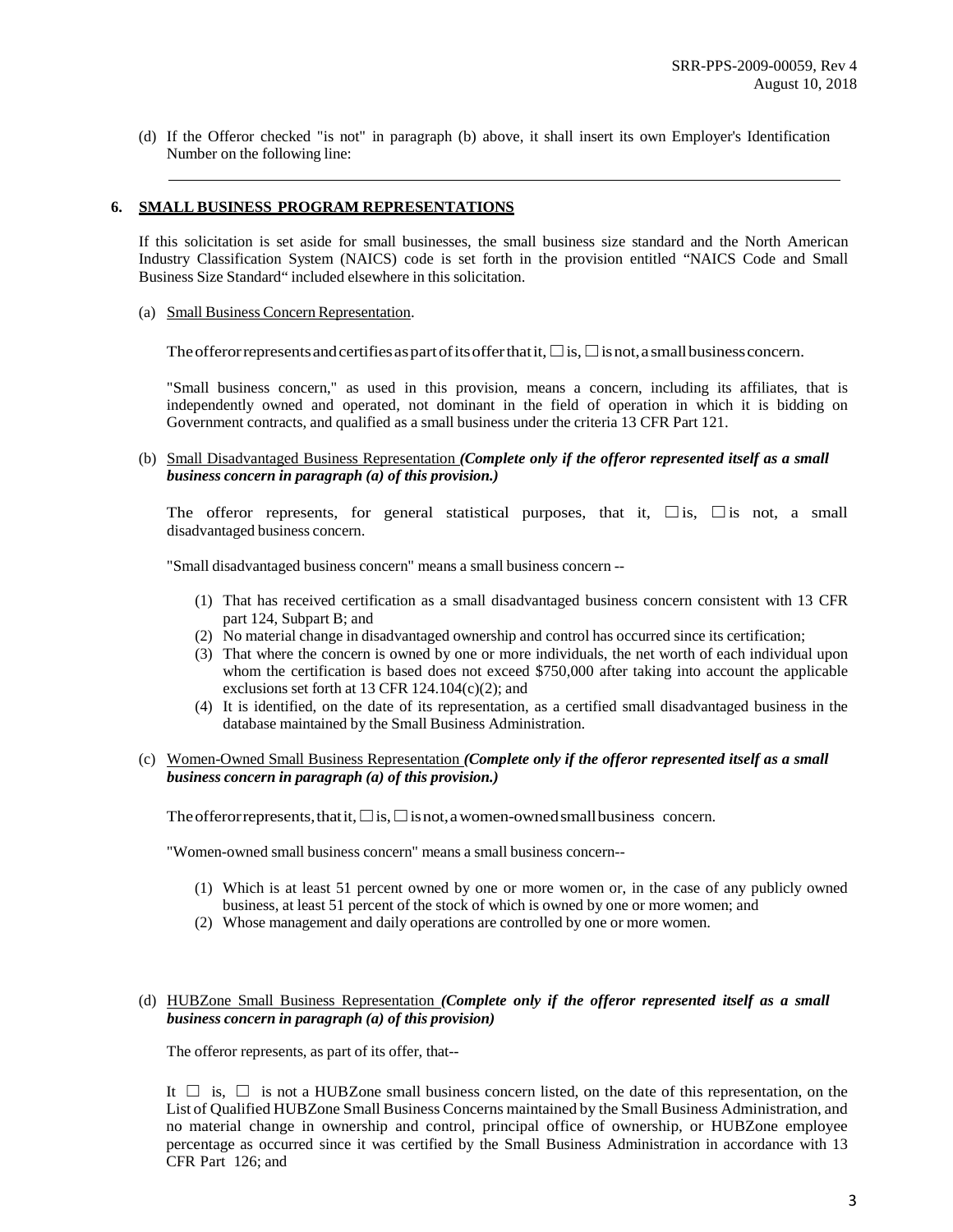(d) If the Offeror checked "is not" in paragraph (b) above, it shall insert its own Employer's Identification Number on the following line:

\_\_\_\_\_\_\_\_\_\_\_\_\_\_\_\_\_\_\_\_\_\_\_\_\_\_\_\_\_\_\_\_\_\_\_\_\_\_\_\_\_\_\_\_\_\_\_\_\_\_\_\_\_\_\_\_\_\_\_\_

**6. SMALL BUSINESS PROGRAM REPRESENTATIONS**

If this solicitation is set aside for small businesses, the small business size standard and the North American Industry Classification System (NAICS) code is set forth in the provision entitled "NAICS Code and Small Business Size Standard" included elsewhere in this solicitation.

(a) Small Business Concern Representation.

The offeror represents and certifies as part of its offer that it, ☐ is, ☐ is not, a small business concern.

"Small business concern," as used in this provision, means a concern, including its affiliates, that is independently owned and operated, not dominant in the field of operation in which it is bidding on Government contracts, and qualified as a small business under the criteria 13 CFR Part 121.

(b) Small Disadvantaged Business Representation ***(Complete only if the offeror represented itself as a small business concern in paragraph (a) of this provision.)***

The offeror represents, for general statistical purposes, that it, ☐ is, ☐ is not, a small disadvantaged business concern.

"Small disadvantaged business concern" means a small business concern --

1. That has received certification as a small disadvantaged business concern consistent with 13 CFR part 124, Subpart B; and
2. No material change in disadvantaged ownership and control has occurred since its certification;
3. That where the concern is owned by one or more individuals, the net worth of each individual upon whom the certification is based does not exceed $750,000 after taking into account the applicable exclusions set forth at 13 CFR 124.104(c)(2); and
4. It is identified, on the date of its representation, as a certified small disadvantaged business in the database maintained by the Small Business Administration.

(c) Women-Owned Small Business Representation ***(Complete only if the offeror represented itself as a small business concern in paragraph (a) of this provision.)***

The offeror represents, that it, ☐ is, ☐ is not, a women-owned small business concern.

"Women-owned small business concern" means a small business concern--

1. Which is at least 51 percent owned by one or more women or, in the case of any publicly owned business, at least 51 percent of the stock of which is owned by one or more women; and
2. Whose management and daily operations are controlled by one or more women.

(d) HUBZone Small Business Representation ***(Complete only if the offeror represented itself as a small business concern in paragraph (a) of this provision)***

The offeror represents, as part of its offer, that--

It ☐ is, ☐ is not a HUBZone small business concern listed, on the date of this representation, on the List of Qualified HUBZone Small Business Concerns maintained by the Small Business Administration, and no material change in ownership and control, principal office of ownership, or HUBZone employee percentage as occurred since it was certified by the Small Business Administration in accordance with 13 CFR Part 126; and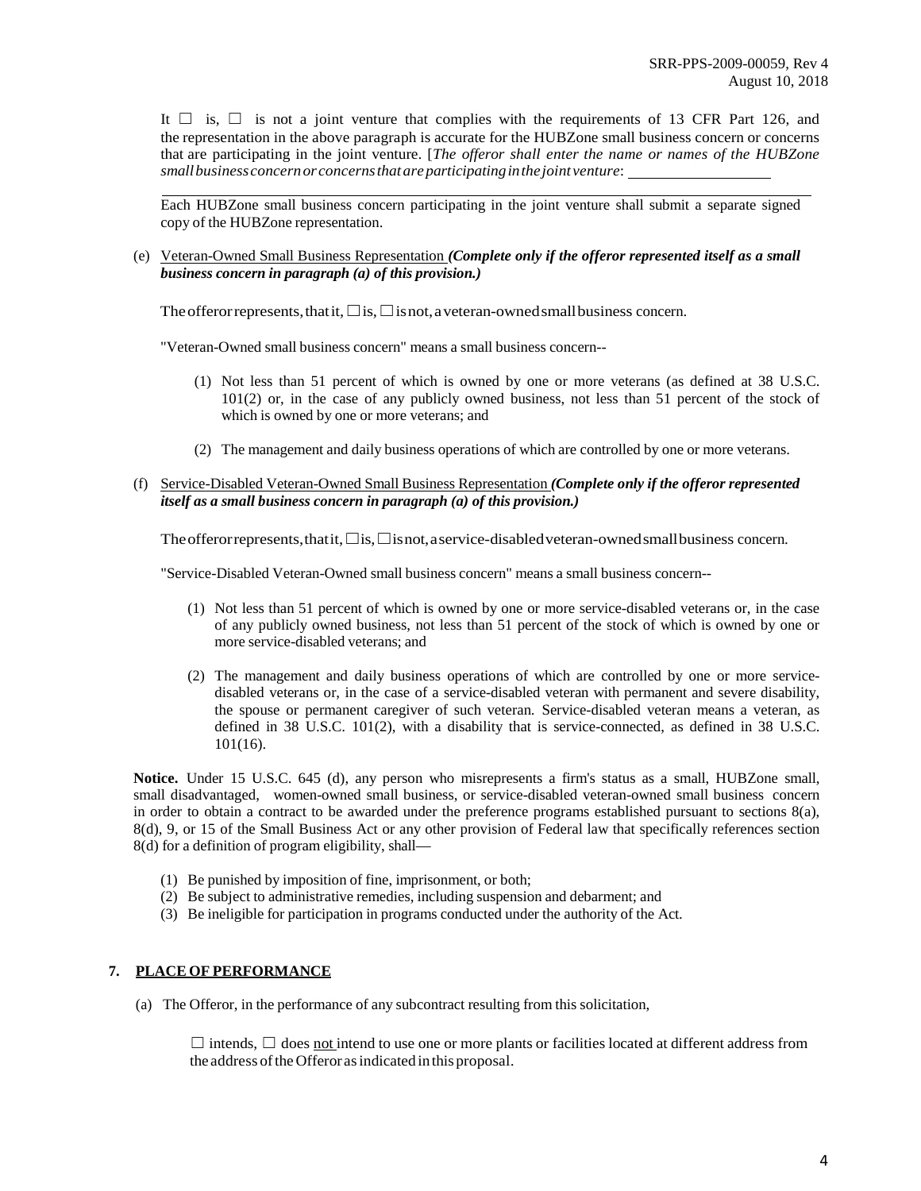It ☐ is, ☐ is not a joint venture that complies with the requirements of 13 CFR Part 126, and the representation in the above paragraph is accurate for the HUBZone small business concern or concerns that are participating in the joint venture. [*The offeror shall enter the name or names of the HUBZone small business concern or concerns that are participating in the joint venture*: ____________________

______________________________________________________________________________

Each HUBZone small business concern participating in the joint venture shall submit a separate signed copy of the HUBZone representation.

(e) Veteran-Owned Small Business Representation ***(Complete only if the offeror represented itself as a small business concern in paragraph (a) of this provision.)***

The offeror represents, that it, ☐ is, ☐ is not, a veteran-owned small business concern.

"Veteran-Owned small business concern" means a small business concern--

(1) Not less than 51 percent of which is owned by one or more veterans (as defined at 38 U.S.C. 101(2) or, in the case of any publicly owned business, not less than 51 percent of the stock of which is owned by one or more veterans; and

(2) The management and daily business operations of which are controlled by one or more veterans.

(f) Service-Disabled Veteran-Owned Small Business Representation ***(Complete only if the offeror represented itself as a small business concern in paragraph (a) of this provision.)***

The offeror represents, that it, ☐ is, ☐ is not, a service-disabled veteran-owned small business concern.

"Service-Disabled Veteran-Owned small business concern" means a small business concern--

(1) Not less than 51 percent of which is owned by one or more service-disabled veterans or, in the case of any publicly owned business, not less than 51 percent of the stock of which is owned by one or more service-disabled veterans; and

(2) The management and daily business operations of which are controlled by one or more service-disabled veterans or, in the case of a service-disabled veteran with permanent and severe disability, the spouse or permanent caregiver of such veteran. Service-disabled veteran means a veteran, as defined in 38 U.S.C. 101(2), with a disability that is service-connected, as defined in 38 U.S.C. 101(16).

**Notice.** Under 15 U.S.C. 645 (d), any person who misrepresents a firm's status as a small, HUBZone small, small disadvantaged, women-owned small business, or service-disabled veteran-owned small business concern in order to obtain a contract to be awarded under the preference programs established pursuant to sections 8(a), 8(d), 9, or 15 of the Small Business Act or any other provision of Federal law that specifically references section 8(d) for a definition of program eligibility, shall—

(1) Be punished by imposition of fine, imprisonment, or both;
(2) Be subject to administrative remedies, including suspension and debarment; and
(3) Be ineligible for participation in programs conducted under the authority of the Act.

## 7. PLACE OF PERFORMANCE

(a) The Offeror, in the performance of any subcontract resulting from this solicitation,

☐ intends, ☐ does not intend to use one or more plants or facilities located at different address from the address of the Offeror as indicated in this proposal.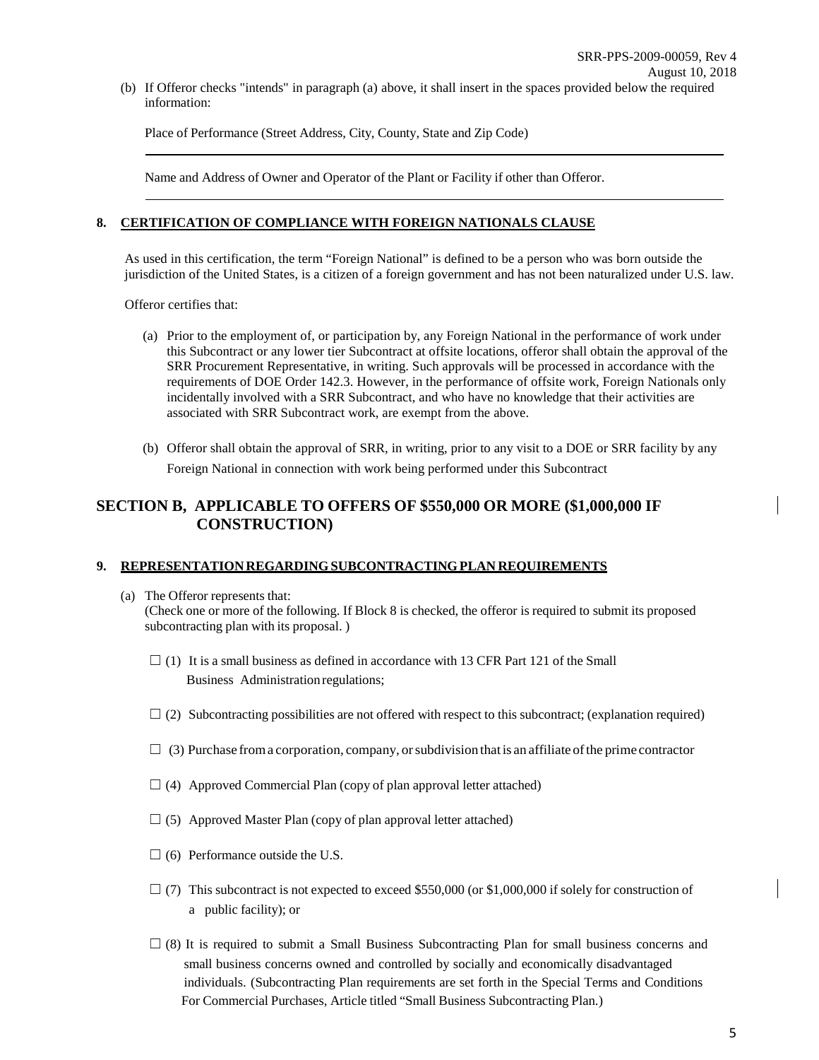(b) If Offeror checks "intends" in paragraph (a) above, it shall insert in the spaces provided below the required information:

Place of Performance (Street Address, City, County, State and Zip Code)

\_\_\_\_\_\_\_\_\_\_\_\_\_\_\_\_\_\_\_\_\_\_\_\_\_\_\_\_\_\_\_\_\_\_\_\_\_\_\_\_\_\_\_\_\_\_\_\_\_\_\_\_\_\_\_\_\_\_\_\_

Name and Address of Owner and Operator of the Plant or Facility if other than Offeror.

\_\_\_\_\_\_\_\_\_\_\_\_\_\_\_\_\_\_\_\_\_\_\_\_\_\_\_\_\_\_\_\_\_\_\_\_\_\_\_\_\_\_\_\_\_\_\_\_\_\_\_\_\_\_\_\_\_\_\_\_

**8. CERTIFICATION OF COMPLIANCE WITH FOREIGN NATIONALS CLAUSE**

As used in this certification, the term "Foreign National" is defined to be a person who was born outside the jurisdiction of the United States, is a citizen of a foreign government and has not been naturalized under U.S. law.

Offeror certifies that:

(a) Prior to the employment of, or participation by, any Foreign National in the performance of work under this Subcontract or any lower tier Subcontract at offsite locations, offeror shall obtain the approval of the SRR Procurement Representative, in writing. Such approvals will be processed in accordance with the requirements of DOE Order 142.3. However, in the performance of offsite work, Foreign Nationals only incidentally involved with a SRR Subcontract, and who have no knowledge that their activities are associated with SRR Subcontract work, are exempt from the above.

(b) Offeror shall obtain the approval of SRR, in writing, prior to any visit to a DOE or SRR facility by any Foreign National in connection with work being performed under this Subcontract

## SECTION B, APPLICABLE TO OFFERS OF $550,000 OR MORE ($1,000,000 IF CONSTRUCTION)

**9. REPRESENTATION REGARDING SUBCONTRACTING PLAN REQUIREMENTS**

(a) The Offeror represents that:
(Check one or more of the following. If Block 8 is checked, the offeror is required to submit its proposed subcontracting plan with its proposal. )

☐ (1) It is a small business as defined in accordance with 13 CFR Part 121 of the Small Business Administration regulations;

☐ (2) Subcontracting possibilities are not offered with respect to this subcontract; (explanation required)

☐ (3) Purchase from a corporation, company, or subdivision that is an affiliate of the prime contractor

☐ (4) Approved Commercial Plan (copy of plan approval letter attached)

☐ (5) Approved Master Plan (copy of plan approval letter attached)

☐ (6) Performance outside the U.S.

☐ (7) This subcontract is not expected to exceed $550,000 (or $1,000,000 if solely for construction of a public facility); or

☐ (8) It is required to submit a Small Business Subcontracting Plan for small business concerns and small business concerns owned and controlled by socially and economically disadvantaged individuals. (Subcontracting Plan requirements are set forth in the Special Terms and Conditions For Commercial Purchases, Article titled "Small Business Subcontracting Plan.)